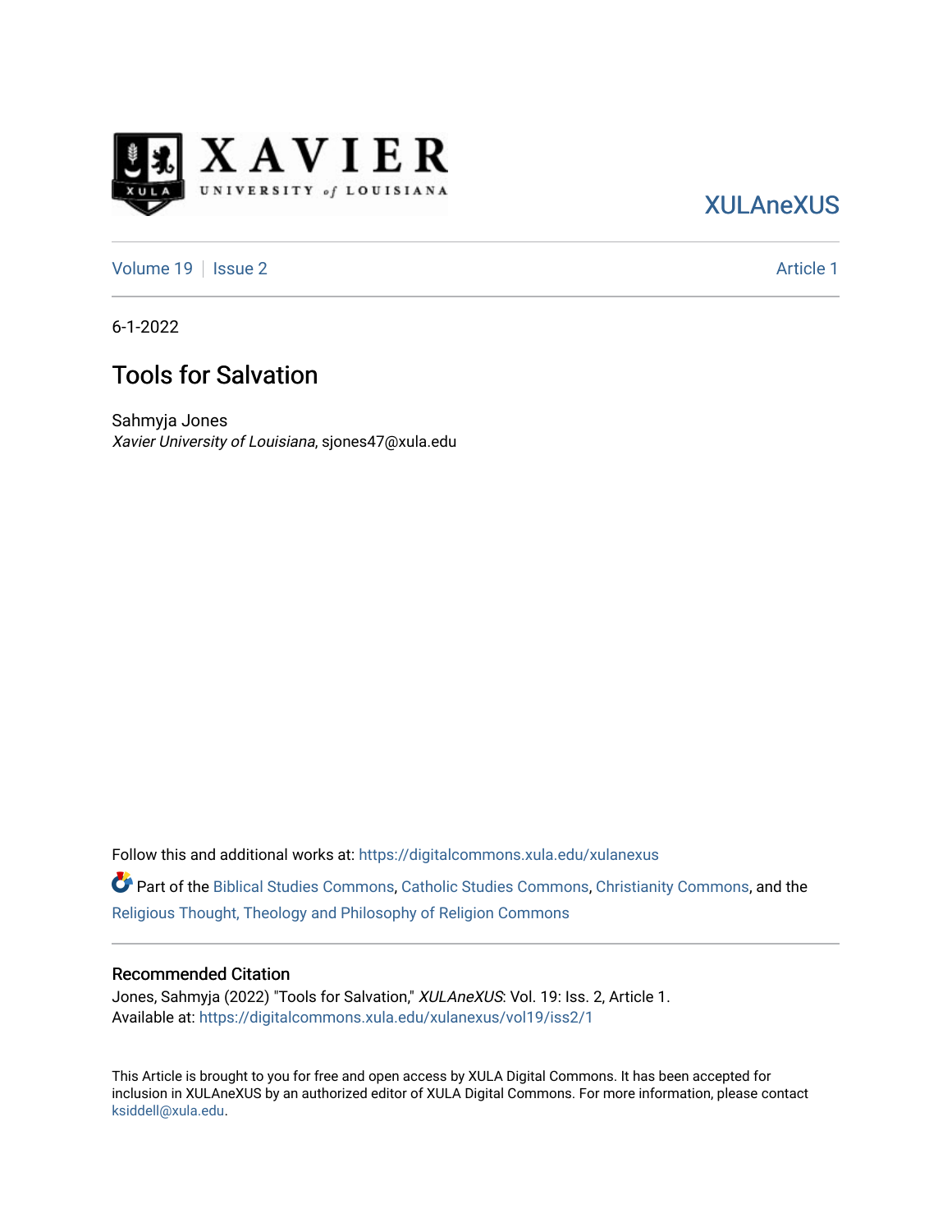XAVIER UNIVERSITY of LOUISIANA

XULAneXUS

Volume 19 | Issue 2 | Article 1

6-1-2022

# Tools for Salvation

Sahmyja Jones
*Xavier University of Louisiana*, sjones47@xula.edu

Follow this and additional works at: https://digitalcommons.xula.edu/xulanexus

Part of the Biblical Studies Commons, Catholic Studies Commons, Christianity Commons, and the Religious Thought, Theology and Philosophy of Religion Commons

## Recommended Citation

Jones, Sahmyja (2022) "Tools for Salvation," *XULAneXUS*: Vol. 19: Iss. 2, Article 1.
Available at: https://digitalcommons.xula.edu/xulanexus/vol19/iss2/1

This Article is brought to you for free and open access by XULA Digital Commons. It has been accepted for inclusion in XULAneXUS by an authorized editor of XULA Digital Commons. For more information, please contact ksiddell@xula.edu.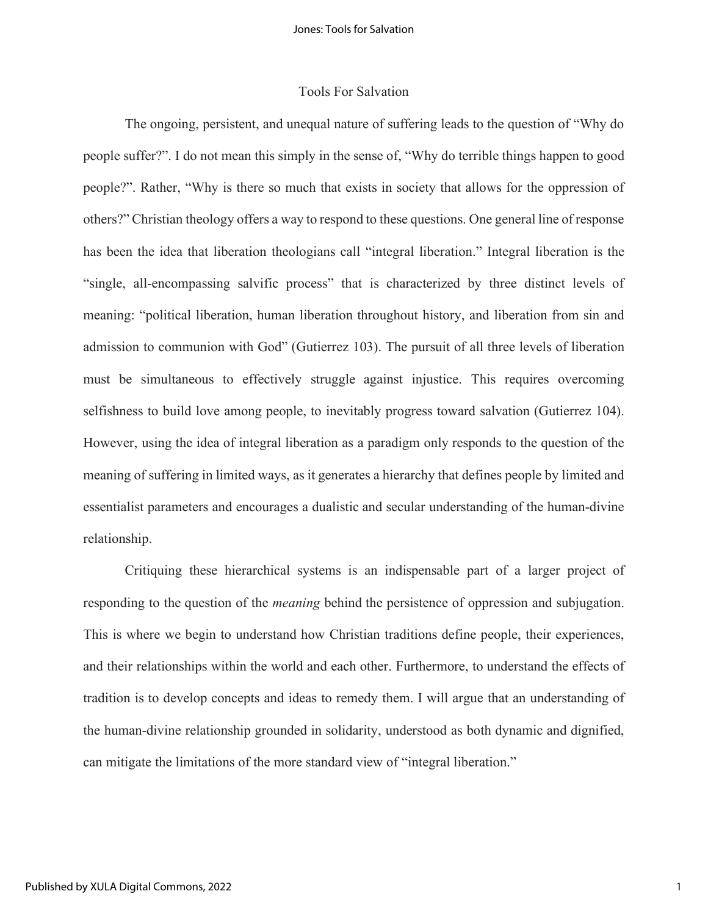# Tools For Salvation

The ongoing, persistent, and unequal nature of suffering leads to the question of "Why do people suffer?". I do not mean this simply in the sense of, "Why do terrible things happen to good people?". Rather, "Why is there so much that exists in society that allows for the oppression of others?" Christian theology offers a way to respond to these questions. One general line of response has been the idea that liberation theologians call "integral liberation." Integral liberation is the "single, all-encompassing salvific process" that is characterized by three distinct levels of meaning: "political liberation, human liberation throughout history, and liberation from sin and admission to communion with God" (Gutierrez 103). The pursuit of all three levels of liberation must be simultaneous to effectively struggle against injustice. This requires overcoming selfishness to build love among people, to inevitably progress toward salvation (Gutierrez 104). However, using the idea of integral liberation as a paradigm only responds to the question of the meaning of suffering in limited ways, as it generates a hierarchy that defines people by limited and essentialist parameters and encourages a dualistic and secular understanding of the human-divine relationship.

Critiquing these hierarchical systems is an indispensable part of a larger project of responding to the question of the *meaning* behind the persistence of oppression and subjugation. This is where we begin to understand how Christian traditions define people, their experiences, and their relationships within the world and each other. Furthermore, to understand the effects of tradition is to develop concepts and ideas to remedy them. I will argue that an understanding of the human-divine relationship grounded in solidarity, understood as both dynamic and dignified, can mitigate the limitations of the more standard view of "integral liberation."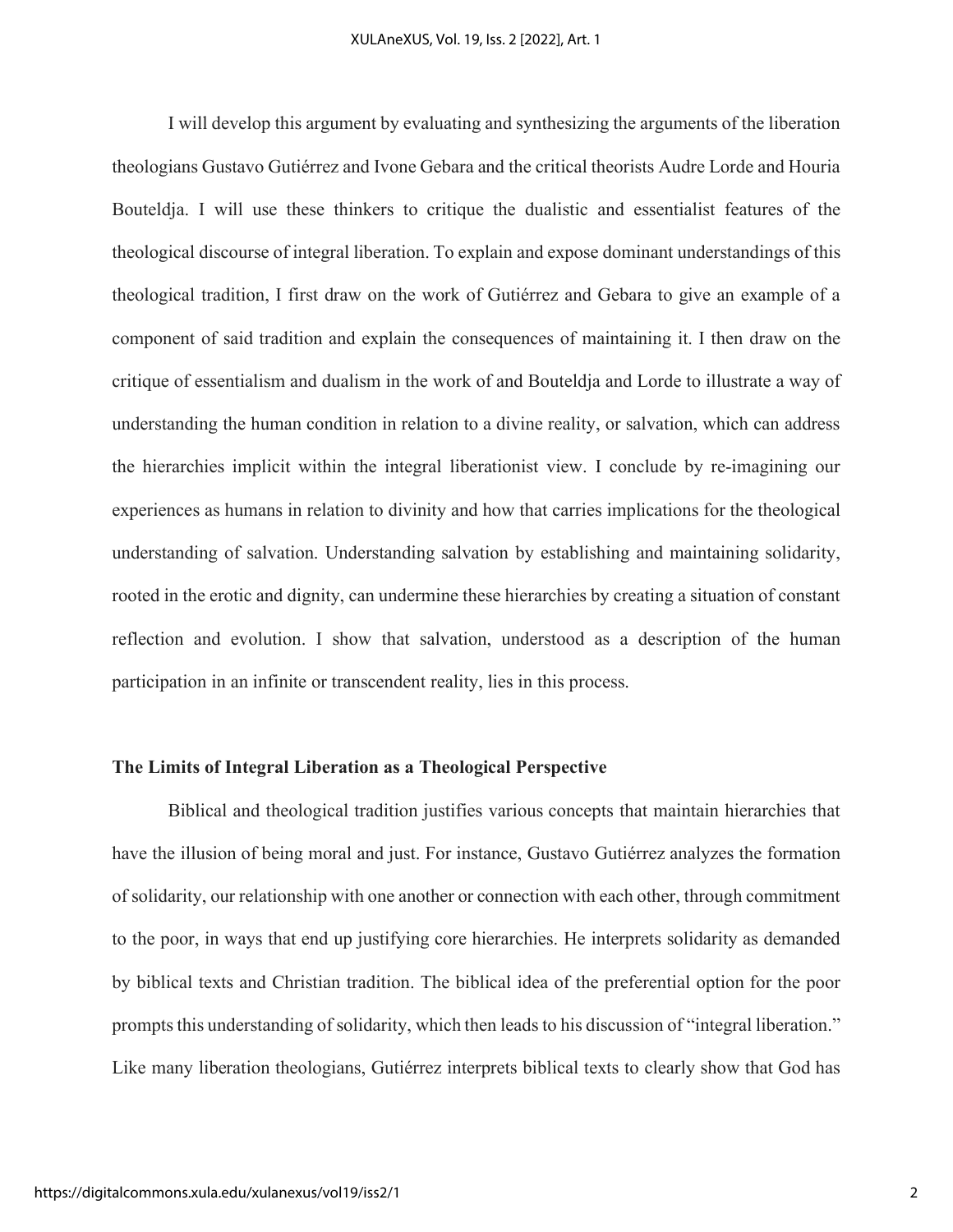I will develop this argument by evaluating and synthesizing the arguments of the liberation theologians Gustavo Gutiérrez and Ivone Gebara and the critical theorists Audre Lorde and Houria Bouteldja. I will use these thinkers to critique the dualistic and essentialist features of the theological discourse of integral liberation. To explain and expose dominant understandings of this theological tradition, I first draw on the work of Gutiérrez and Gebara to give an example of a component of said tradition and explain the consequences of maintaining it. I then draw on the critique of essentialism and dualism in the work of and Bouteldja and Lorde to illustrate a way of understanding the human condition in relation to a divine reality, or salvation, which can address the hierarchies implicit within the integral liberationist view. I conclude by re-imagining our experiences as humans in relation to divinity and how that carries implications for the theological understanding of salvation. Understanding salvation by establishing and maintaining solidarity, rooted in the erotic and dignity, can undermine these hierarchies by creating a situation of constant reflection and evolution. I show that salvation, understood as a description of the human participation in an infinite or transcendent reality, lies in this process.

## The Limits of Integral Liberation as a Theological Perspective

Biblical and theological tradition justifies various concepts that maintain hierarchies that have the illusion of being moral and just. For instance, Gustavo Gutiérrez analyzes the formation of solidarity, our relationship with one another or connection with each other, through commitment to the poor, in ways that end up justifying core hierarchies. He interprets solidarity as demanded by biblical texts and Christian tradition. The biblical idea of the preferential option for the poor prompts this understanding of solidarity, which then leads to his discussion of "integral liberation." Like many liberation theologians, Gutiérrez interprets biblical texts to clearly show that God has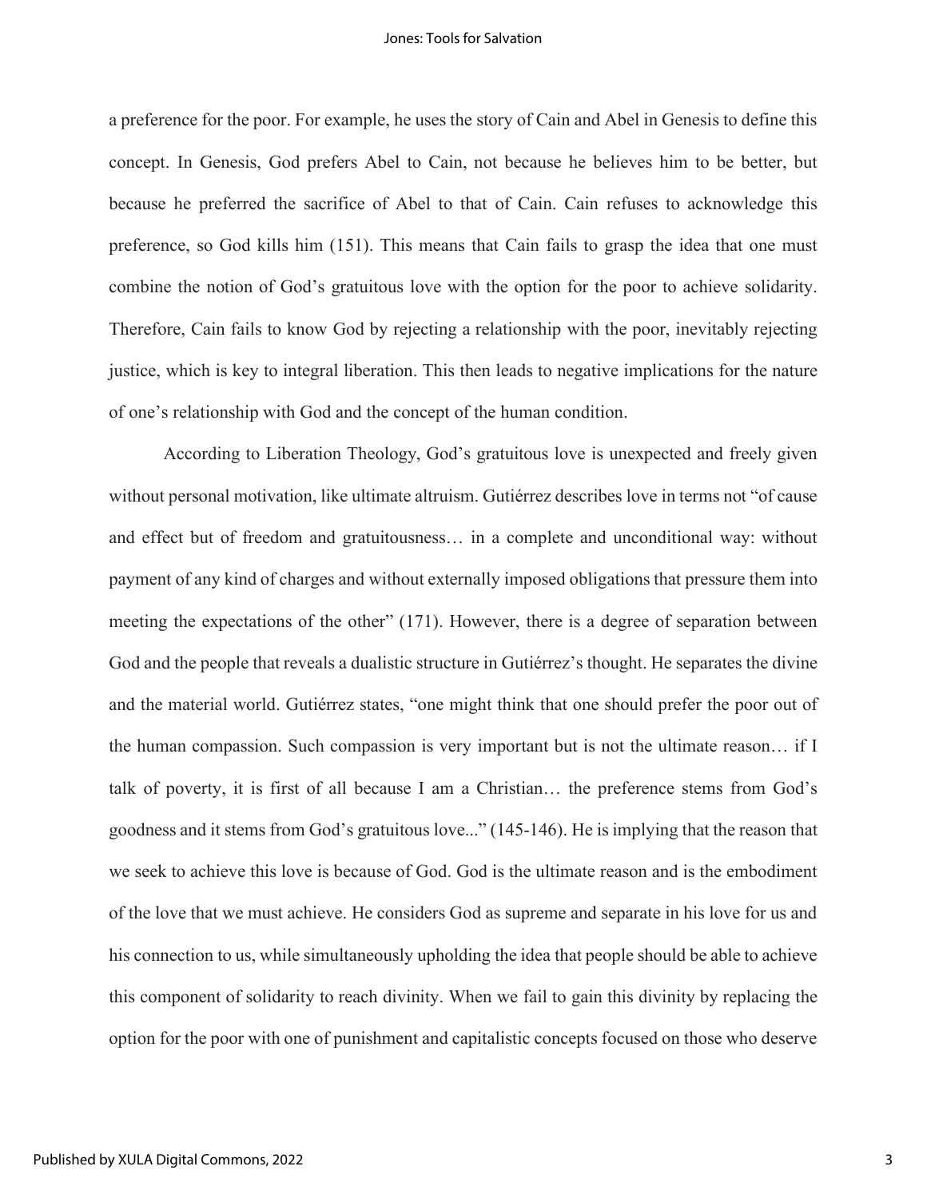a preference for the poor. For example, he uses the story of Cain and Abel in Genesis to define this concept. In Genesis, God prefers Abel to Cain, not because he believes him to be better, but because he preferred the sacrifice of Abel to that of Cain. Cain refuses to acknowledge this preference, so God kills him (151). This means that Cain fails to grasp the idea that one must combine the notion of God's gratuitous love with the option for the poor to achieve solidarity. Therefore, Cain fails to know God by rejecting a relationship with the poor, inevitably rejecting justice, which is key to integral liberation. This then leads to negative implications for the nature of one's relationship with God and the concept of the human condition.

According to Liberation Theology, God's gratuitous love is unexpected and freely given without personal motivation, like ultimate altruism. Gutiérrez describes love in terms not "of cause and effect but of freedom and gratuitousness… in a complete and unconditional way: without payment of any kind of charges and without externally imposed obligations that pressure them into meeting the expectations of the other" (171). However, there is a degree of separation between God and the people that reveals a dualistic structure in Gutiérrez's thought. He separates the divine and the material world. Gutiérrez states, "one might think that one should prefer the poor out of the human compassion. Such compassion is very important but is not the ultimate reason… if I talk of poverty, it is first of all because I am a Christian… the preference stems from God's goodness and it stems from God's gratuitous love..." (145-146). He is implying that the reason that we seek to achieve this love is because of God. God is the ultimate reason and is the embodiment of the love that we must achieve. He considers God as supreme and separate in his love for us and his connection to us, while simultaneously upholding the idea that people should be able to achieve this component of solidarity to reach divinity. When we fail to gain this divinity by replacing the option for the poor with one of punishment and capitalistic concepts focused on those who deserve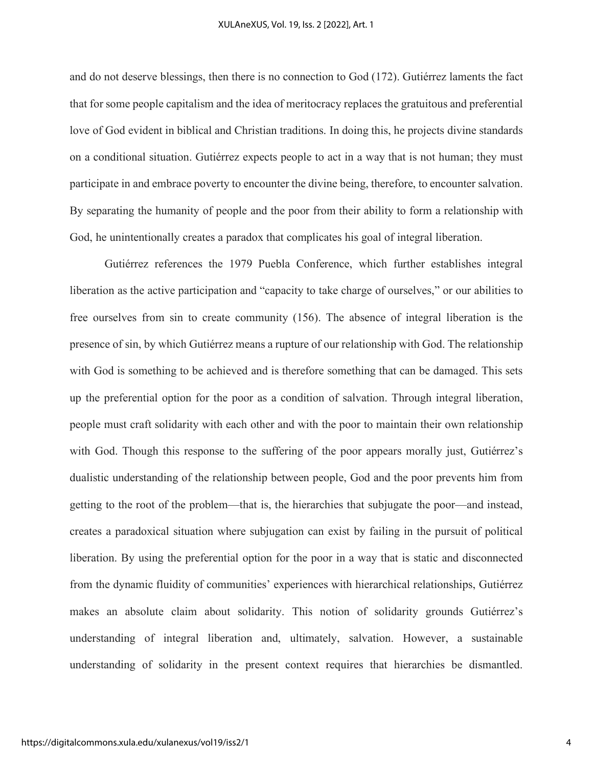and do not deserve blessings, then there is no connection to God (172). Gutiérrez laments the fact that for some people capitalism and the idea of meritocracy replaces the gratuitous and preferential love of God evident in biblical and Christian traditions. In doing this, he projects divine standards on a conditional situation. Gutiérrez expects people to act in a way that is not human; they must participate in and embrace poverty to encounter the divine being, therefore, to encounter salvation. By separating the humanity of people and the poor from their ability to form a relationship with God, he unintentionally creates a paradox that complicates his goal of integral liberation.

Gutiérrez references the 1979 Puebla Conference, which further establishes integral liberation as the active participation and "capacity to take charge of ourselves," or our abilities to free ourselves from sin to create community (156). The absence of integral liberation is the presence of sin, by which Gutiérrez means a rupture of our relationship with God. The relationship with God is something to be achieved and is therefore something that can be damaged. This sets up the preferential option for the poor as a condition of salvation. Through integral liberation, people must craft solidarity with each other and with the poor to maintain their own relationship with God. Though this response to the suffering of the poor appears morally just, Gutiérrez's dualistic understanding of the relationship between people, God and the poor prevents him from getting to the root of the problem—that is, the hierarchies that subjugate the poor—and instead, creates a paradoxical situation where subjugation can exist by failing in the pursuit of political liberation. By using the preferential option for the poor in a way that is static and disconnected from the dynamic fluidity of communities' experiences with hierarchical relationships, Gutiérrez makes an absolute claim about solidarity. This notion of solidarity grounds Gutiérrez's understanding of integral liberation and, ultimately, salvation. However, a sustainable understanding of solidarity in the present context requires that hierarchies be dismantled.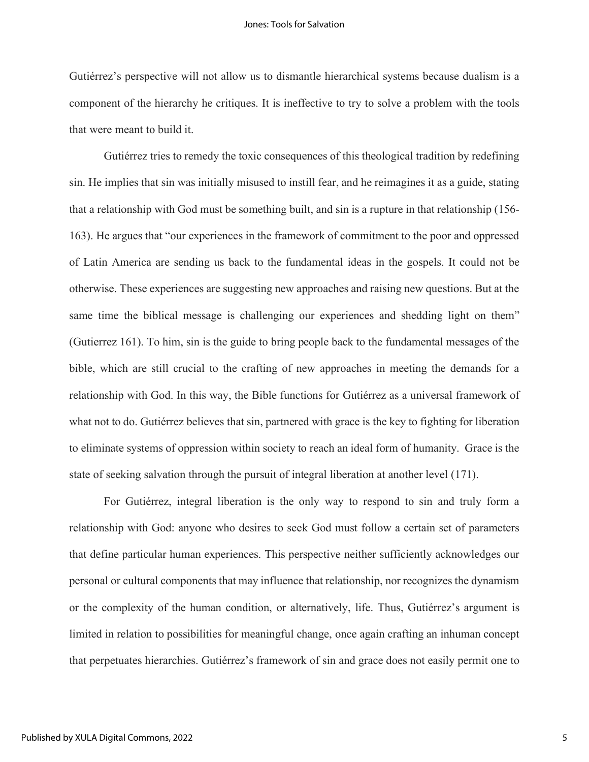Gutiérrez's perspective will not allow us to dismantle hierarchical systems because dualism is a component of the hierarchy he critiques. It is ineffective to try to solve a problem with the tools that were meant to build it.

Gutiérrez tries to remedy the toxic consequences of this theological tradition by redefining sin. He implies that sin was initially misused to instill fear, and he reimagines it as a guide, stating that a relationship with God must be something built, and sin is a rupture in that relationship (156-163). He argues that "our experiences in the framework of commitment to the poor and oppressed of Latin America are sending us back to the fundamental ideas in the gospels. It could not be otherwise. These experiences are suggesting new approaches and raising new questions. But at the same time the biblical message is challenging our experiences and shedding light on them" (Gutierrez 161). To him, sin is the guide to bring people back to the fundamental messages of the bible, which are still crucial to the crafting of new approaches in meeting the demands for a relationship with God. In this way, the Bible functions for Gutiérrez as a universal framework of what not to do. Gutiérrez believes that sin, partnered with grace is the key to fighting for liberation to eliminate systems of oppression within society to reach an ideal form of humanity. Grace is the state of seeking salvation through the pursuit of integral liberation at another level (171).

For Gutiérrez, integral liberation is the only way to respond to sin and truly form a relationship with God: anyone who desires to seek God must follow a certain set of parameters that define particular human experiences. This perspective neither sufficiently acknowledges our personal or cultural components that may influence that relationship, nor recognizes the dynamism or the complexity of the human condition, or alternatively, life. Thus, Gutiérrez's argument is limited in relation to possibilities for meaningful change, once again crafting an inhuman concept that perpetuates hierarchies. Gutiérrez's framework of sin and grace does not easily permit one to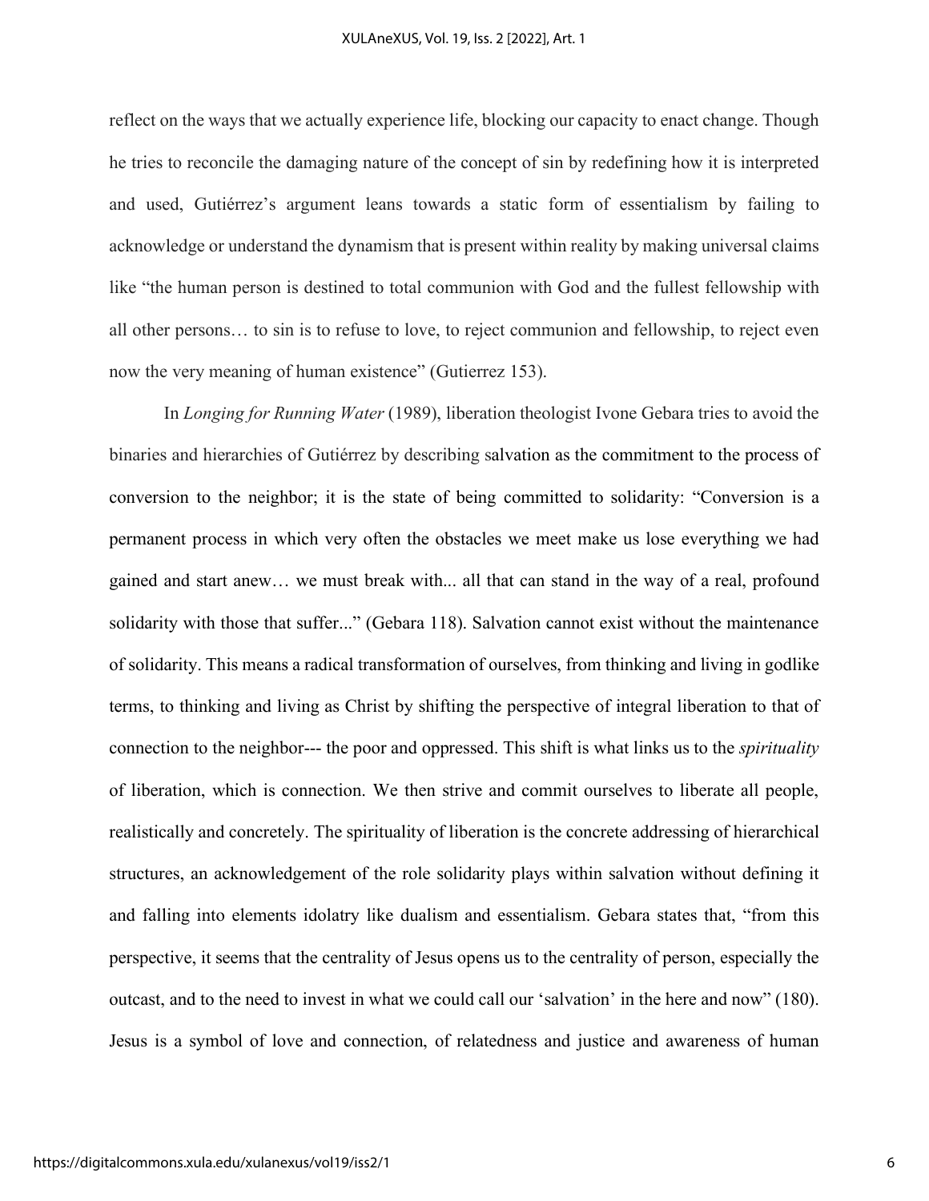reflect on the ways that we actually experience life, blocking our capacity to enact change. Though he tries to reconcile the damaging nature of the concept of sin by redefining how it is interpreted and used, Gutiérrez's argument leans towards a static form of essentialism by failing to acknowledge or understand the dynamism that is present within reality by making universal claims like "the human person is destined to total communion with God and the fullest fellowship with all other persons… to sin is to refuse to love, to reject communion and fellowship, to reject even now the very meaning of human existence" (Gutierrez 153).

In *Longing for Running Water* (1989), liberation theologist Ivone Gebara tries to avoid the binaries and hierarchies of Gutiérrez by describing salvation as the commitment to the process of conversion to the neighbor; it is the state of being committed to solidarity: "Conversion is a permanent process in which very often the obstacles we meet make us lose everything we had gained and start anew… we must break with... all that can stand in the way of a real, profound solidarity with those that suffer..." (Gebara 118). Salvation cannot exist without the maintenance of solidarity. This means a radical transformation of ourselves, from thinking and living in godlike terms, to thinking and living as Christ by shifting the perspective of integral liberation to that of connection to the neighbor--- the poor and oppressed. This shift is what links us to the *spirituality* of liberation, which is connection. We then strive and commit ourselves to liberate all people, realistically and concretely. The spirituality of liberation is the concrete addressing of hierarchical structures, an acknowledgement of the role solidarity plays within salvation without defining it and falling into elements idolatry like dualism and essentialism. Gebara states that, "from this perspective, it seems that the centrality of Jesus opens us to the centrality of person, especially the outcast, and to the need to invest in what we could call our 'salvation' in the here and now" (180). Jesus is a symbol of love and connection, of relatedness and justice and awareness of human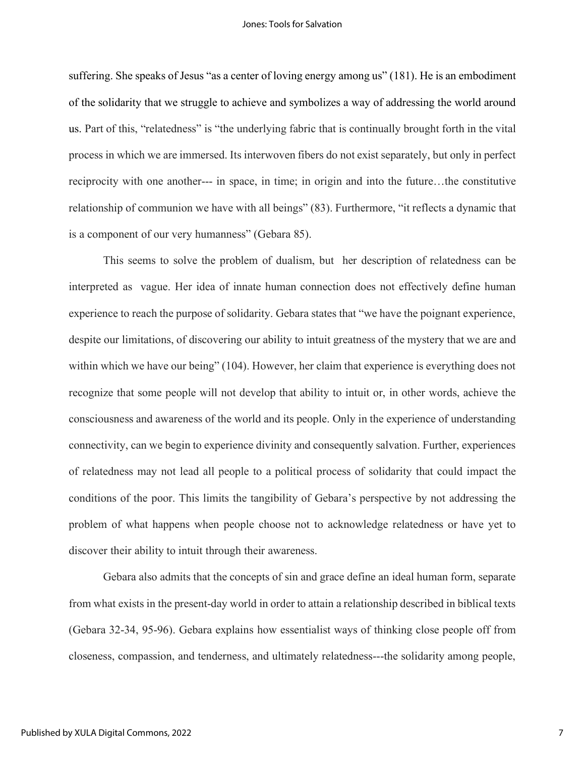suffering. She speaks of Jesus "as a center of loving energy among us" (181). He is an embodiment of the solidarity that we struggle to achieve and symbolizes a way of addressing the world around us. Part of this, "relatedness" is "the underlying fabric that is continually brought forth in the vital process in which we are immersed. Its interwoven fibers do not exist separately, but only in perfect reciprocity with one another--- in space, in time; in origin and into the future…the constitutive relationship of communion we have with all beings" (83). Furthermore, "it reflects a dynamic that is a component of our very humanness" (Gebara 85).

This seems to solve the problem of dualism, but her description of relatedness can be interpreted as vague. Her idea of innate human connection does not effectively define human experience to reach the purpose of solidarity. Gebara states that "we have the poignant experience, despite our limitations, of discovering our ability to intuit greatness of the mystery that we are and within which we have our being" (104). However, her claim that experience is everything does not recognize that some people will not develop that ability to intuit or, in other words, achieve the consciousness and awareness of the world and its people. Only in the experience of understanding connectivity, can we begin to experience divinity and consequently salvation. Further, experiences of relatedness may not lead all people to a political process of solidarity that could impact the conditions of the poor. This limits the tangibility of Gebara's perspective by not addressing the problem of what happens when people choose not to acknowledge relatedness or have yet to discover their ability to intuit through their awareness.

Gebara also admits that the concepts of sin and grace define an ideal human form, separate from what exists in the present-day world in order to attain a relationship described in biblical texts (Gebara 32-34, 95-96). Gebara explains how essentialist ways of thinking close people off from closeness, compassion, and tenderness, and ultimately relatedness---the solidarity among people,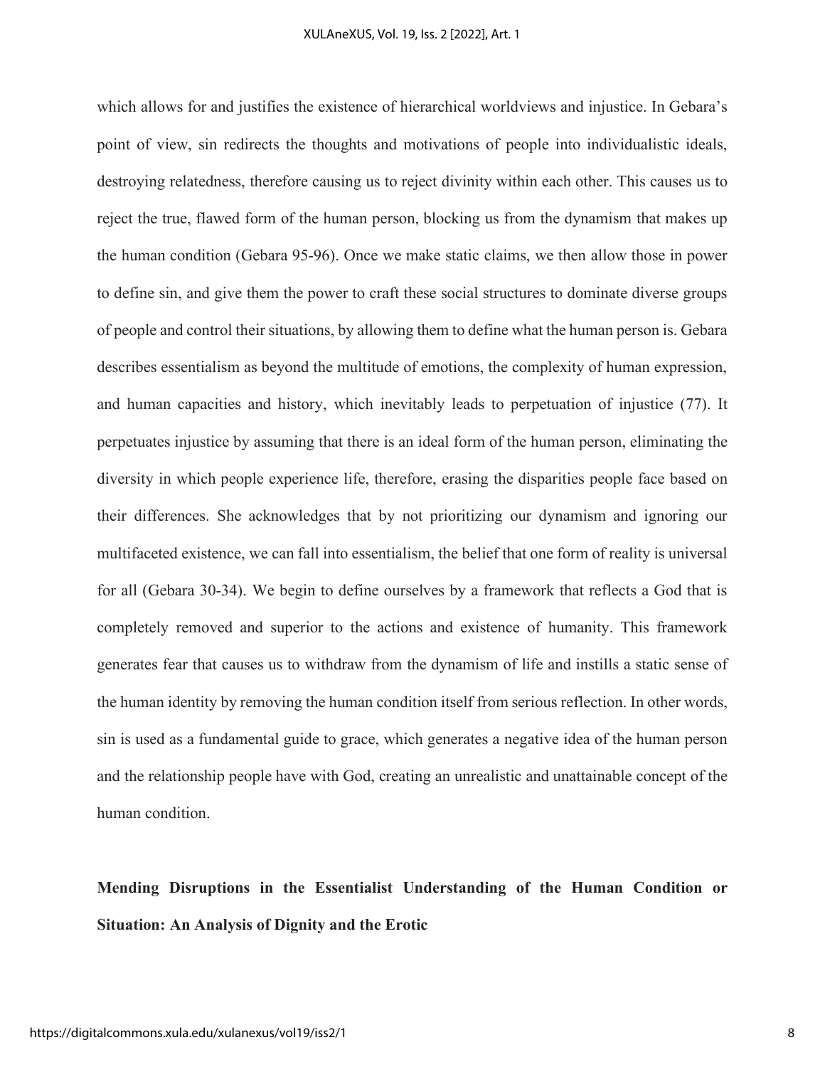which allows for and justifies the existence of hierarchical worldviews and injustice. In Gebara's point of view, sin redirects the thoughts and motivations of people into individualistic ideals, destroying relatedness, therefore causing us to reject divinity within each other. This causes us to reject the true, flawed form of the human person, blocking us from the dynamism that makes up the human condition (Gebara 95-96). Once we make static claims, we then allow those in power to define sin, and give them the power to craft these social structures to dominate diverse groups of people and control their situations, by allowing them to define what the human person is. Gebara describes essentialism as beyond the multitude of emotions, the complexity of human expression, and human capacities and history, which inevitably leads to perpetuation of injustice (77). It perpetuates injustice by assuming that there is an ideal form of the human person, eliminating the diversity in which people experience life, therefore, erasing the disparities people face based on their differences. She acknowledges that by not prioritizing our dynamism and ignoring our multifaceted existence, we can fall into essentialism, the belief that one form of reality is universal for all (Gebara 30-34). We begin to define ourselves by a framework that reflects a God that is completely removed and superior to the actions and existence of humanity. This framework generates fear that causes us to withdraw from the dynamism of life and instills a static sense of the human identity by removing the human condition itself from serious reflection. In other words, sin is used as a fundamental guide to grace, which generates a negative idea of the human person and the relationship people have with God, creating an unrealistic and unattainable concept of the human condition.

## Mending Disruptions in the Essentialist Understanding of the Human Condition or Situation: An Analysis of Dignity and the Erotic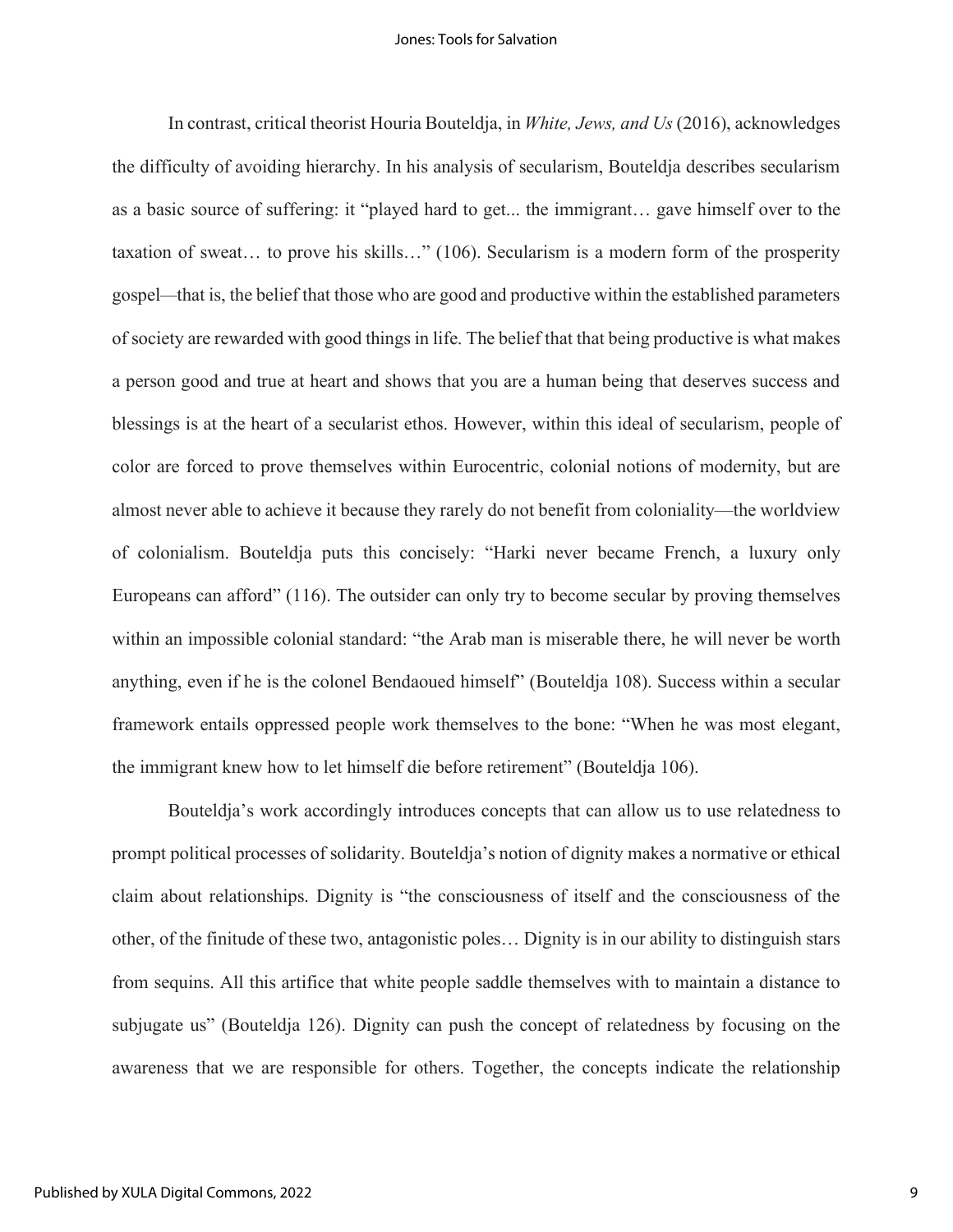In contrast, critical theorist Houria Bouteldja, in *White, Jews, and Us* (2016), acknowledges the difficulty of avoiding hierarchy. In his analysis of secularism, Bouteldja describes secularism as a basic source of suffering: it "played hard to get... the immigrant… gave himself over to the taxation of sweat… to prove his skills…" (106). Secularism is a modern form of the prosperity gospel—that is, the belief that those who are good and productive within the established parameters of society are rewarded with good things in life. The belief that that being productive is what makes a person good and true at heart and shows that you are a human being that deserves success and blessings is at the heart of a secularist ethos. However, within this ideal of secularism, people of color are forced to prove themselves within Eurocentric, colonial notions of modernity, but are almost never able to achieve it because they rarely do not benefit from coloniality—the worldview of colonialism. Bouteldja puts this concisely: "Harki never became French, a luxury only Europeans can afford" (116). The outsider can only try to become secular by proving themselves within an impossible colonial standard: "the Arab man is miserable there, he will never be worth anything, even if he is the colonel Bendaoued himself" (Bouteldja 108). Success within a secular framework entails oppressed people work themselves to the bone: "When he was most elegant, the immigrant knew how to let himself die before retirement" (Bouteldja 106).

Bouteldja's work accordingly introduces concepts that can allow us to use relatedness to prompt political processes of solidarity. Bouteldja's notion of dignity makes a normative or ethical claim about relationships. Dignity is "the consciousness of itself and the consciousness of the other, of the finitude of these two, antagonistic poles… Dignity is in our ability to distinguish stars from sequins. All this artifice that white people saddle themselves with to maintain a distance to subjugate us" (Bouteldja 126). Dignity can push the concept of relatedness by focusing on the awareness that we are responsible for others. Together, the concepts indicate the relationship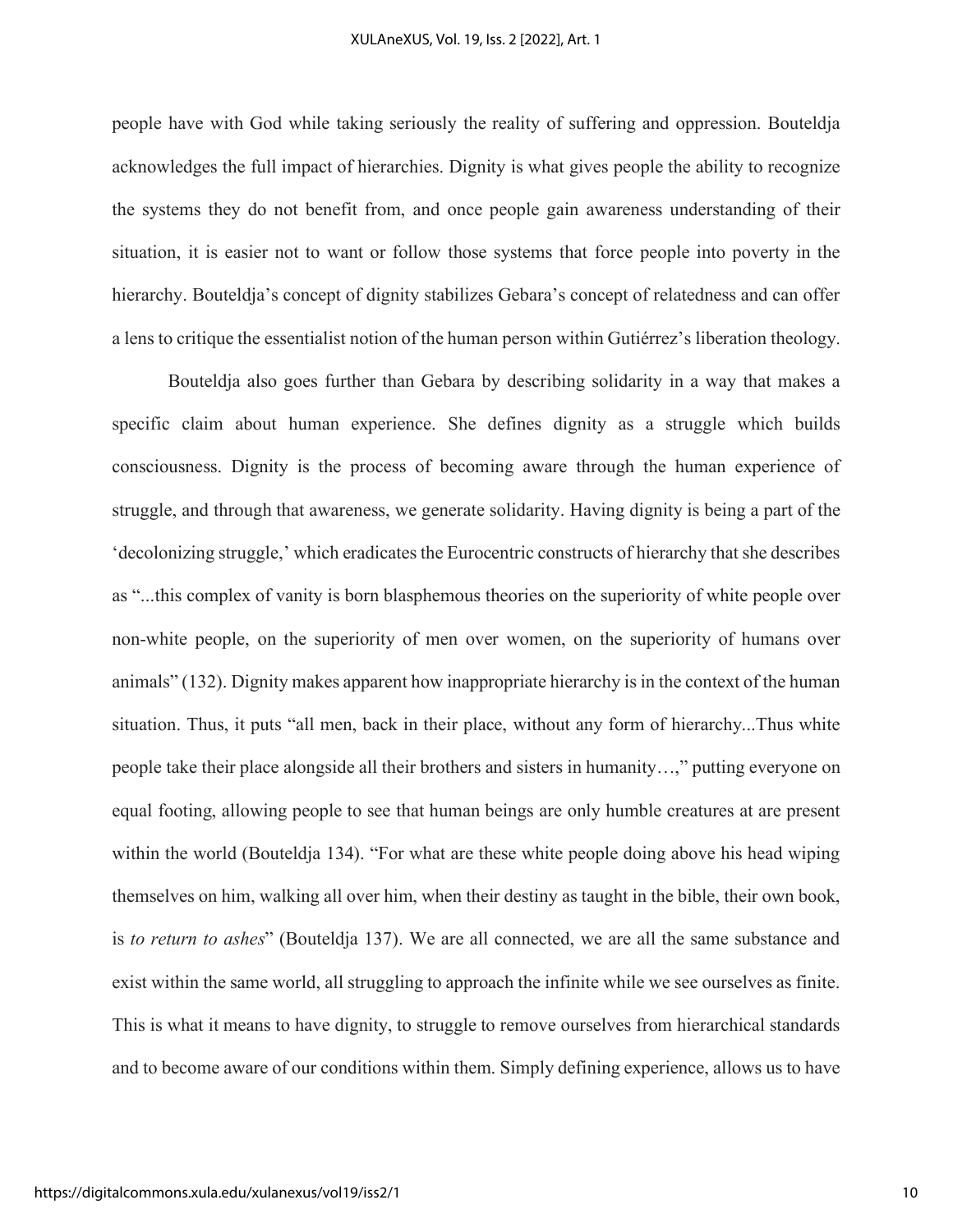people have with God while taking seriously the reality of suffering and oppression. Bouteldja acknowledges the full impact of hierarchies. Dignity is what gives people the ability to recognize the systems they do not benefit from, and once people gain awareness understanding of their situation, it is easier not to want or follow those systems that force people into poverty in the hierarchy. Bouteldja's concept of dignity stabilizes Gebara's concept of relatedness and can offer a lens to critique the essentialist notion of the human person within Gutiérrez's liberation theology.

Bouteldja also goes further than Gebara by describing solidarity in a way that makes a specific claim about human experience. She defines dignity as a struggle which builds consciousness. Dignity is the process of becoming aware through the human experience of struggle, and through that awareness, we generate solidarity. Having dignity is being a part of the 'decolonizing struggle,' which eradicates the Eurocentric constructs of hierarchy that she describes as "...this complex of vanity is born blasphemous theories on the superiority of white people over non-white people, on the superiority of men over women, on the superiority of humans over animals" (132). Dignity makes apparent how inappropriate hierarchy is in the context of the human situation. Thus, it puts "all men, back in their place, without any form of hierarchy...Thus white people take their place alongside all their brothers and sisters in humanity…," putting everyone on equal footing, allowing people to see that human beings are only humble creatures at are present within the world (Bouteldja 134). "For what are these white people doing above his head wiping themselves on him, walking all over him, when their destiny as taught in the bible, their own book, is *to return to ashes*" (Bouteldja 137). We are all connected, we are all the same substance and exist within the same world, all struggling to approach the infinite while we see ourselves as finite. This is what it means to have dignity, to struggle to remove ourselves from hierarchical standards and to become aware of our conditions within them. Simply defining experience, allows us to have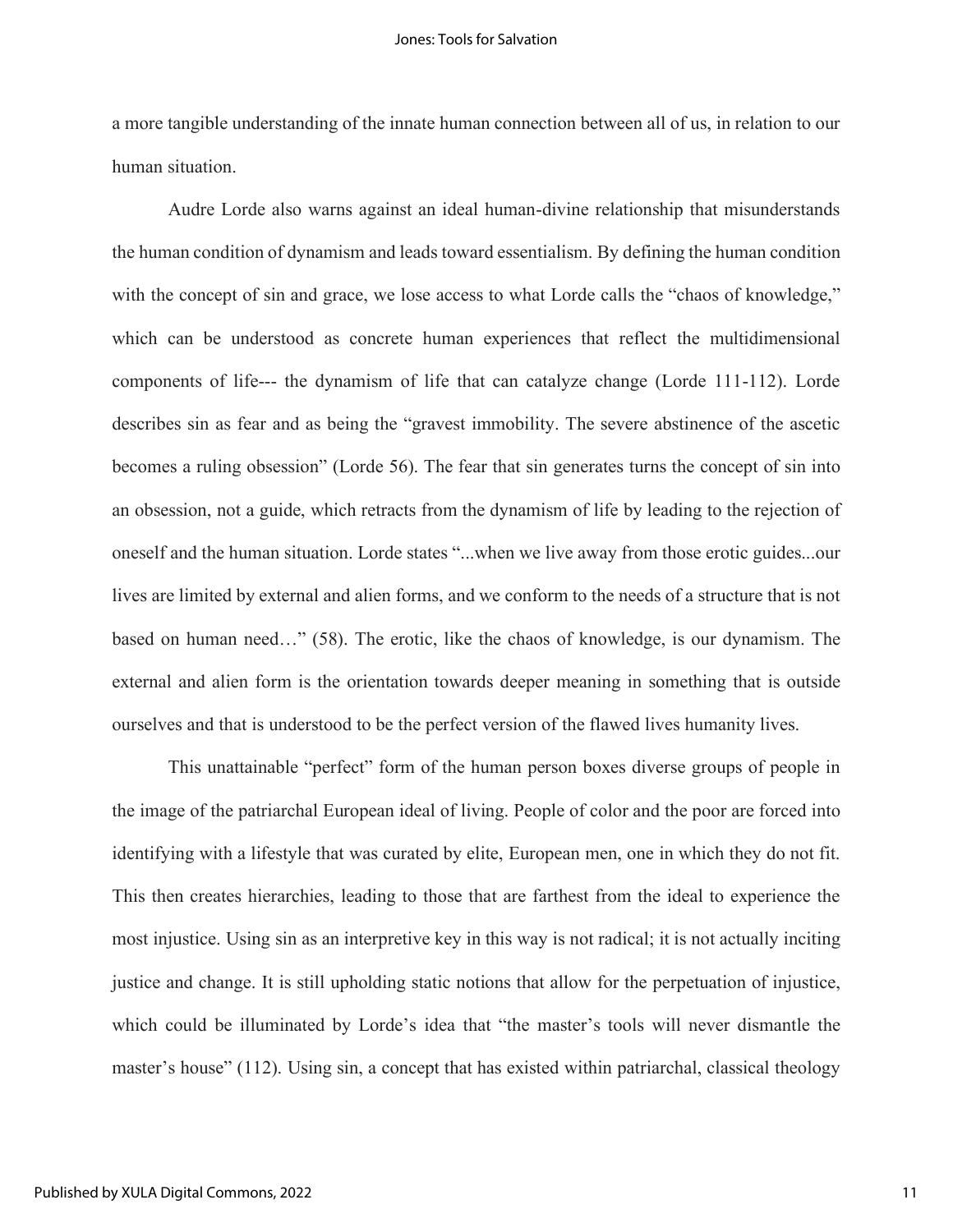a more tangible understanding of the innate human connection between all of us, in relation to our human situation.

Audre Lorde also warns against an ideal human-divine relationship that misunderstands the human condition of dynamism and leads toward essentialism. By defining the human condition with the concept of sin and grace, we lose access to what Lorde calls the "chaos of knowledge," which can be understood as concrete human experiences that reflect the multidimensional components of life--- the dynamism of life that can catalyze change (Lorde 111-112). Lorde describes sin as fear and as being the "gravest immobility. The severe abstinence of the ascetic becomes a ruling obsession" (Lorde 56). The fear that sin generates turns the concept of sin into an obsession, not a guide, which retracts from the dynamism of life by leading to the rejection of oneself and the human situation. Lorde states "...when we live away from those erotic guides...our lives are limited by external and alien forms, and we conform to the needs of a structure that is not based on human need…" (58). The erotic, like the chaos of knowledge, is our dynamism. The external and alien form is the orientation towards deeper meaning in something that is outside ourselves and that is understood to be the perfect version of the flawed lives humanity lives.

This unattainable "perfect" form of the human person boxes diverse groups of people in the image of the patriarchal European ideal of living. People of color and the poor are forced into identifying with a lifestyle that was curated by elite, European men, one in which they do not fit. This then creates hierarchies, leading to those that are farthest from the ideal to experience the most injustice. Using sin as an interpretive key in this way is not radical; it is not actually inciting justice and change. It is still upholding static notions that allow for the perpetuation of injustice, which could be illuminated by Lorde's idea that "the master's tools will never dismantle the master's house" (112). Using sin, a concept that has existed within patriarchal, classical theology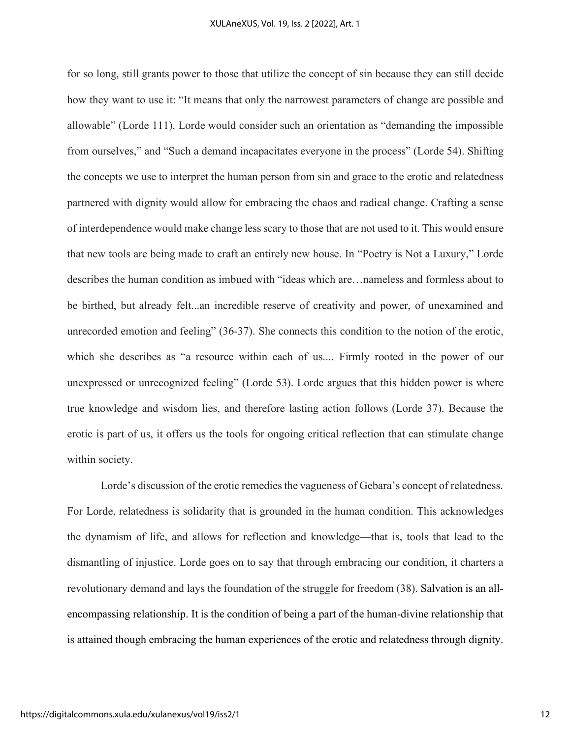for so long, still grants power to those that utilize the concept of sin because they can still decide how they want to use it: "It means that only the narrowest parameters of change are possible and allowable" (Lorde 111). Lorde would consider such an orientation as "demanding the impossible from ourselves," and "Such a demand incapacitates everyone in the process" (Lorde 54). Shifting the concepts we use to interpret the human person from sin and grace to the erotic and relatedness partnered with dignity would allow for embracing the chaos and radical change. Crafting a sense of interdependence would make change less scary to those that are not used to it. This would ensure that new tools are being made to craft an entirely new house. In "Poetry is Not a Luxury," Lorde describes the human condition as imbued with "ideas which are…nameless and formless about to be birthed, but already felt...an incredible reserve of creativity and power, of unexamined and unrecorded emotion and feeling" (36-37). She connects this condition to the notion of the erotic, which she describes as "a resource within each of us.... Firmly rooted in the power of our unexpressed or unrecognized feeling" (Lorde 53). Lorde argues that this hidden power is where true knowledge and wisdom lies, and therefore lasting action follows (Lorde 37). Because the erotic is part of us, it offers us the tools for ongoing critical reflection that can stimulate change within society.

Lorde's discussion of the erotic remedies the vagueness of Gebara's concept of relatedness. For Lorde, relatedness is solidarity that is grounded in the human condition. This acknowledges the dynamism of life, and allows for reflection and knowledge—that is, tools that lead to the dismantling of injustice. Lorde goes on to say that through embracing our condition, it charters a revolutionary demand and lays the foundation of the struggle for freedom (38). Salvation is an all-encompassing relationship. It is the condition of being a part of the human-divine relationship that is attained though embracing the human experiences of the erotic and relatedness through dignity.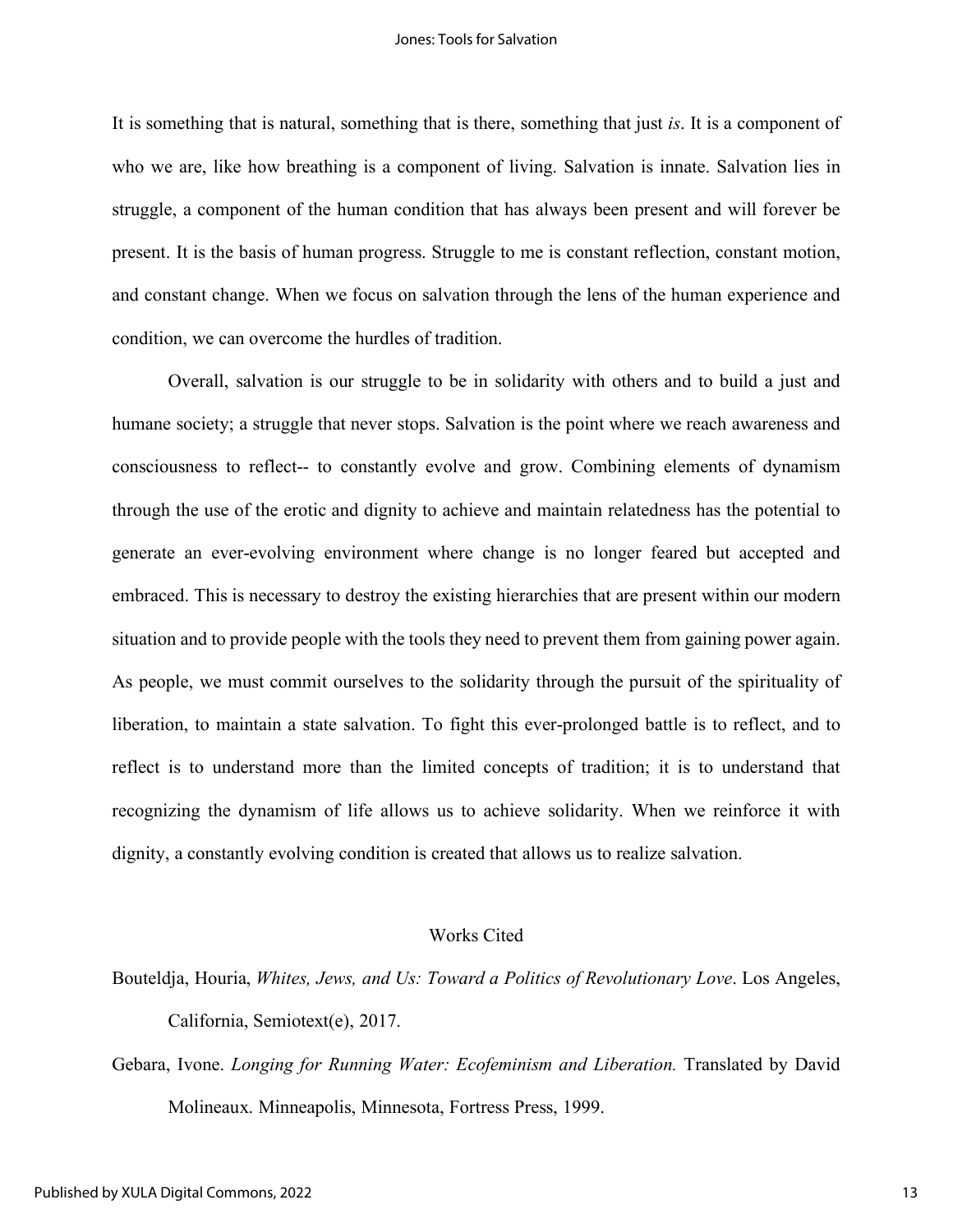It is something that is natural, something that is there, something that just *is*. It is a component of who we are, like how breathing is a component of living. Salvation is innate. Salvation lies in struggle, a component of the human condition that has always been present and will forever be present. It is the basis of human progress. Struggle to me is constant reflection, constant motion, and constant change. When we focus on salvation through the lens of the human experience and condition, we can overcome the hurdles of tradition.

Overall, salvation is our struggle to be in solidarity with others and to build a just and humane society; a struggle that never stops. Salvation is the point where we reach awareness and consciousness to reflect-- to constantly evolve and grow. Combining elements of dynamism through the use of the erotic and dignity to achieve and maintain relatedness has the potential to generate an ever-evolving environment where change is no longer feared but accepted and embraced. This is necessary to destroy the existing hierarchies that are present within our modern situation and to provide people with the tools they need to prevent them from gaining power again. As people, we must commit ourselves to the solidarity through the pursuit of the spirituality of liberation, to maintain a state salvation. To fight this ever-prolonged battle is to reflect, and to reflect is to understand more than the limited concepts of tradition; it is to understand that recognizing the dynamism of life allows us to achieve solidarity. When we reinforce it with dignity, a constantly evolving condition is created that allows us to realize salvation.

## Works Cited

Bouteldja, Houria, *Whites, Jews, and Us: Toward a Politics of Revolutionary Love*. Los Angeles, California, Semiotext(e), 2017.

Gebara, Ivone. *Longing for Running Water: Ecofeminism and Liberation.* Translated by David Molineaux. Minneapolis, Minnesota, Fortress Press, 1999.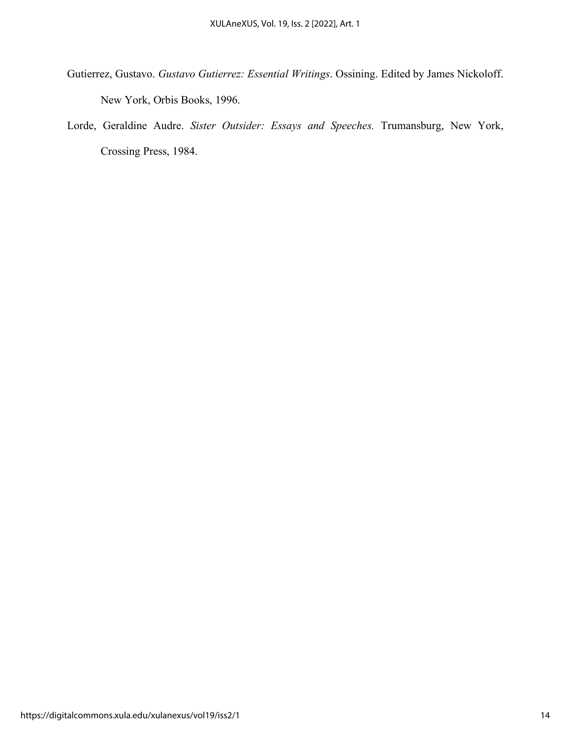Gutierrez, Gustavo. *Gustavo Gutierrez: Essential Writings*. Ossining. Edited by James Nickoloff. New York, Orbis Books, 1996.

Lorde, Geraldine Audre. *Sister Outsider: Essays and Speeches.* Trumansburg, New York, Crossing Press, 1984.